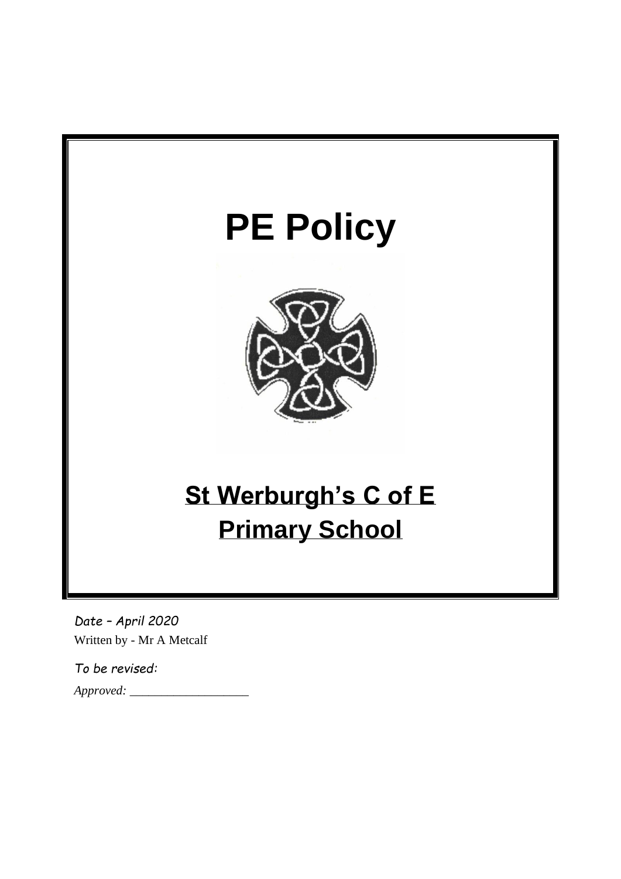# PE Policy

## St Werburgh's C of E Primary School

*Date – April 2020*

Written by - Mr A Metcalf

*To be revised:*

*Approved:* ___________________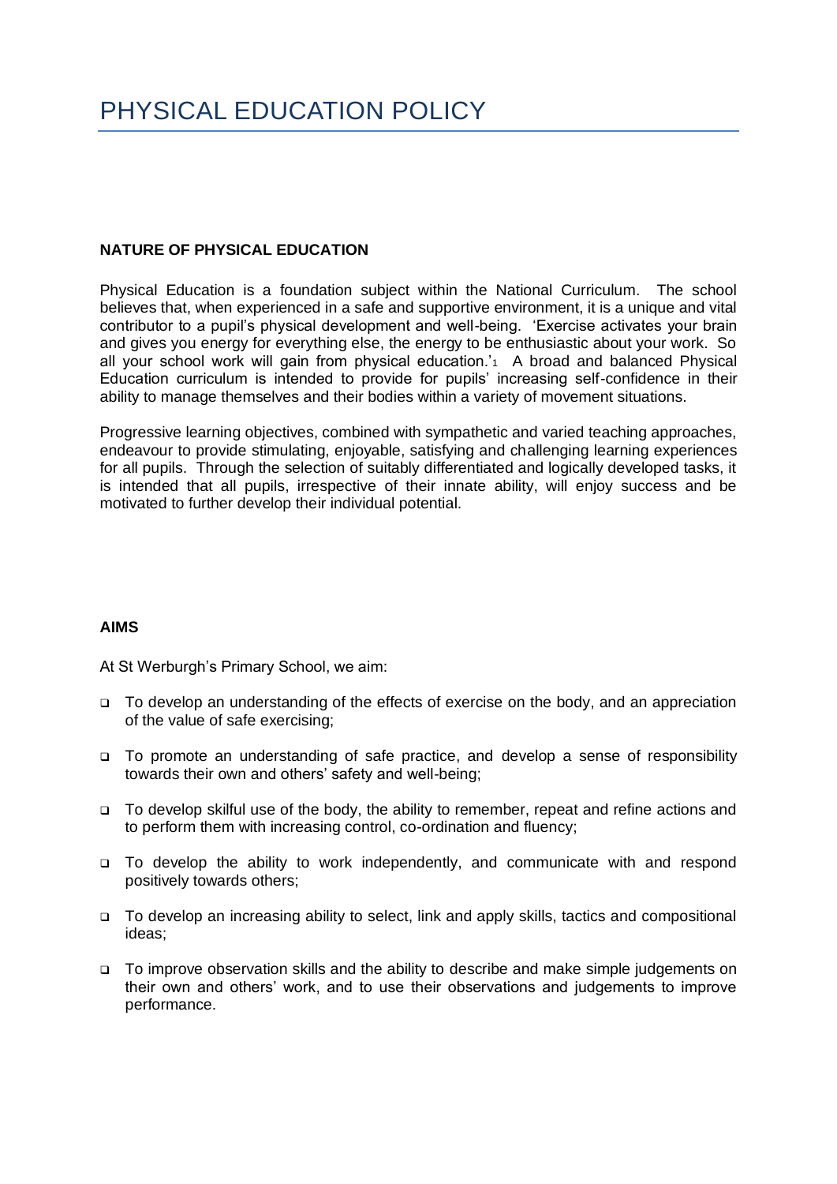# PHYSICAL EDUCATION POLICY

**NATURE OF PHYSICAL EDUCATION**

Physical Education is a foundation subject within the National Curriculum. The school believes that, when experienced in a safe and supportive environment, it is a unique and vital contributor to a pupil's physical development and well-being. 'Exercise activates your brain and gives you energy for everything else, the energy to be enthusiastic about your work. So all your school work will gain from physical education.'[1] A broad and balanced Physical Education curriculum is intended to provide for pupils' increasing self-confidence in their ability to manage themselves and their bodies within a variety of movement situations.

Progressive learning objectives, combined with sympathetic and varied teaching approaches, endeavour to provide stimulating, enjoyable, satisfying and challenging learning experiences for all pupils. Through the selection of suitably differentiated and logically developed tasks, it is intended that all pupils, irrespective of their innate ability, will enjoy success and be motivated to further develop their individual potential.

**AIMS**

At St Werburgh's Primary School, we aim:

- To develop an understanding of the effects of exercise on the body, and an appreciation of the value of safe exercising;
- To promote an understanding of safe practice, and develop a sense of responsibility towards their own and others' safety and well-being;
- To develop skilful use of the body, the ability to remember, repeat and refine actions and to perform them with increasing control, co-ordination and fluency;
- To develop the ability to work independently, and communicate with and respond positively towards others;
- To develop an increasing ability to select, link and apply skills, tactics and compositional ideas;
- To improve observation skills and the ability to describe and make simple judgements on their own and others' work, and to use their observations and judgements to improve performance.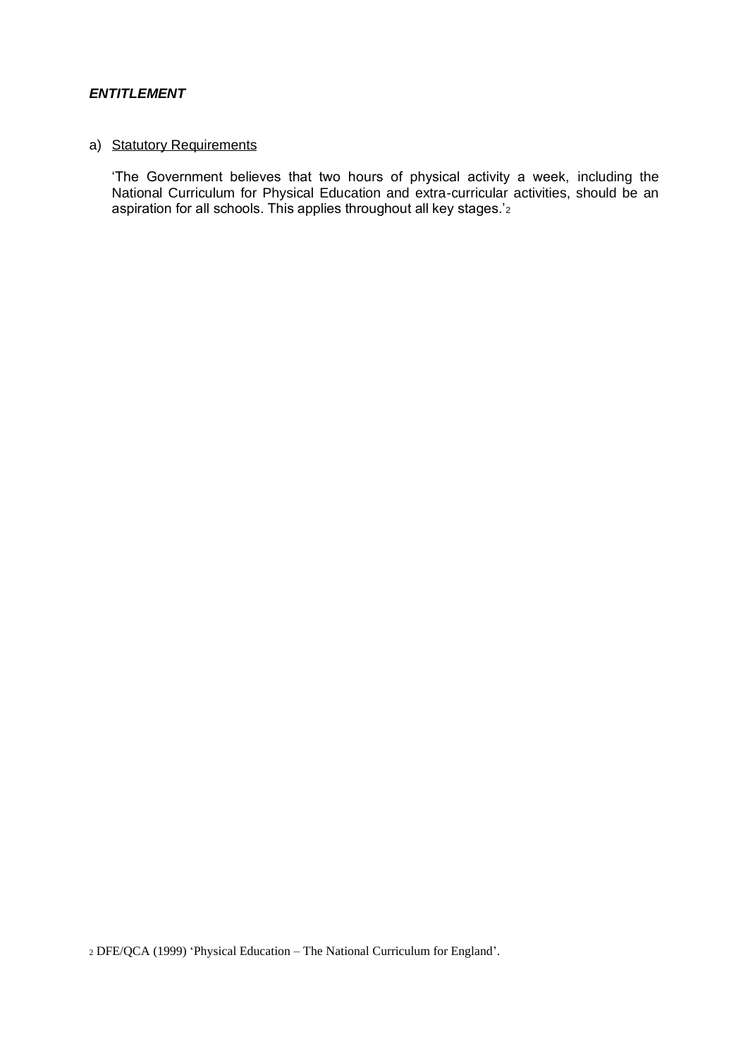## ***ENTITLEMENT***

a) Statutory Requirements

'The Government believes that two hours of physical activity a week, including the National Curriculum for Physical Education and extra-curricular activities, should be an aspiration for all schools. This applies throughout all key stages.'[2]

[2] DFE/QCA (1999) 'Physical Education – The National Curriculum for England'.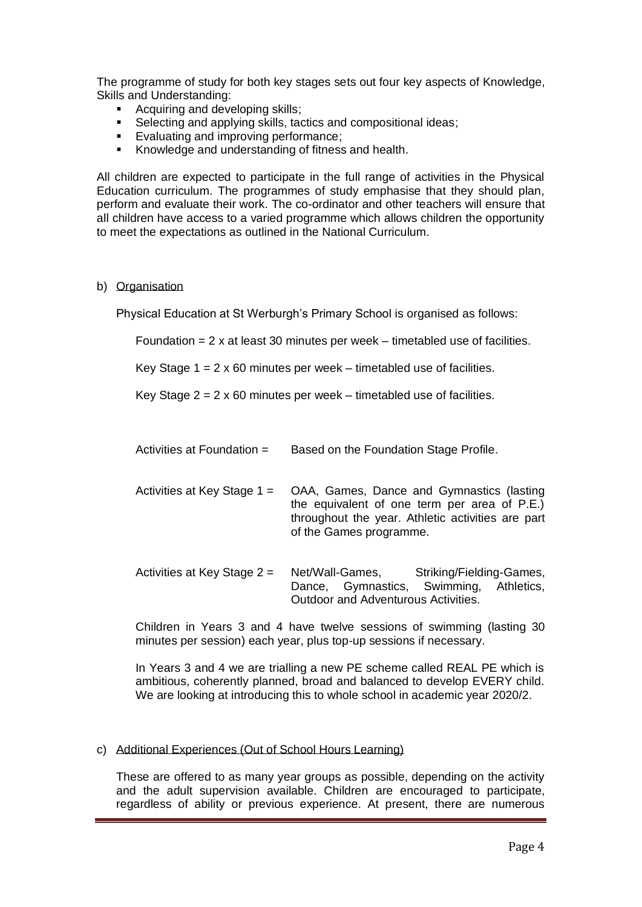The programme of study for both key stages sets out four key aspects of Knowledge, Skills and Understanding:

- Acquiring and developing skills;
- Selecting and applying skills, tactics and compositional ideas;
- Evaluating and improving performance;
- Knowledge and understanding of fitness and health.

All children are expected to participate in the full range of activities in the Physical Education curriculum. The programmes of study emphasise that they should plan, perform and evaluate their work. The co-ordinator and other teachers will ensure that all children have access to a varied programme which allows children the opportunity to meet the expectations as outlined in the National Curriculum.

b) <u>Organisation</u>

Physical Education at St Werburgh's Primary School is organised as follows:

Foundation = 2 x at least 30 minutes per week – timetabled use of facilities.

Key Stage 1 = 2 x 60 minutes per week – timetabled use of facilities.

Key Stage 2 = 2 x 60 minutes per week – timetabled use of facilities.

| | |
|---|---|
| Activities at Foundation = | Based on the Foundation Stage Profile. |
| Activities at Key Stage 1 = | OAA, Games, Dance and Gymnastics (lasting the equivalent of one term per area of P.E.) throughout the year. Athletic activities are part of the Games programme. |
| Activities at Key Stage 2 = | Net/Wall-Games, Striking/Fielding-Games, Dance, Gymnastics, Swimming, Athletics, Outdoor and Adventurous Activities. |

Children in Years 3 and 4 have twelve sessions of swimming (lasting 30 minutes per session) each year, plus top-up sessions if necessary.

In Years 3 and 4 we are trialling a new PE scheme called REAL PE which is ambitious, coherently planned, broad and balanced to develop EVERY child. We are looking at introducing this to whole school in academic year 2020/2.

c) <u>Additional Experiences (Out of School Hours Learning)</u>

These are offered to as many year groups as possible, depending on the activity and the adult supervision available. Children are encouraged to participate, regardless of ability or previous experience. At present, there are numerous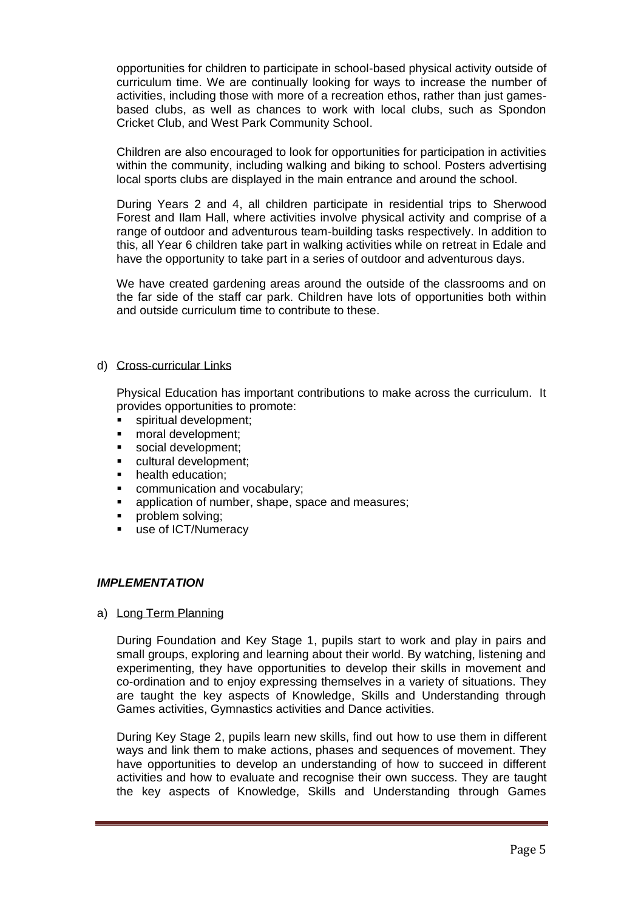opportunities for children to participate in school-based physical activity outside of curriculum time. We are continually looking for ways to increase the number of activities, including those with more of a recreation ethos, rather than just games-based clubs, as well as chances to work with local clubs, such as Spondon Cricket Club, and West Park Community School.

Children are also encouraged to look for opportunities for participation in activities within the community, including walking and biking to school. Posters advertising local sports clubs are displayed in the main entrance and around the school.

During Years 2 and 4, all children participate in residential trips to Sherwood Forest and Ilam Hall, where activities involve physical activity and comprise of a range of outdoor and adventurous team-building tasks respectively. In addition to this, all Year 6 children take part in walking activities while on retreat in Edale and have the opportunity to take part in a series of outdoor and adventurous days.

We have created gardening areas around the outside of the classrooms and on the far side of the staff car park. Children have lots of opportunities both within and outside curriculum time to contribute to these.

d) Cross-curricular Links

Physical Education has important contributions to make across the curriculum. It provides opportunities to promote:

- spiritual development;
- moral development;
- social development;
- cultural development;
- health education;
- communication and vocabulary;
- application of number, shape, space and measures;
- problem solving;
- use of ICT/Numeracy

### ***IMPLEMENTATION***

a) Long Term Planning

During Foundation and Key Stage 1, pupils start to work and play in pairs and small groups, exploring and learning about their world. By watching, listening and experimenting, they have opportunities to develop their skills in movement and co-ordination and to enjoy expressing themselves in a variety of situations. They are taught the key aspects of Knowledge, Skills and Understanding through Games activities, Gymnastics activities and Dance activities.

During Key Stage 2, pupils learn new skills, find out how to use them in different ways and link them to make actions, phases and sequences of movement. They have opportunities to develop an understanding of how to succeed in different activities and how to evaluate and recognise their own success. They are taught the key aspects of Knowledge, Skills and Understanding through Games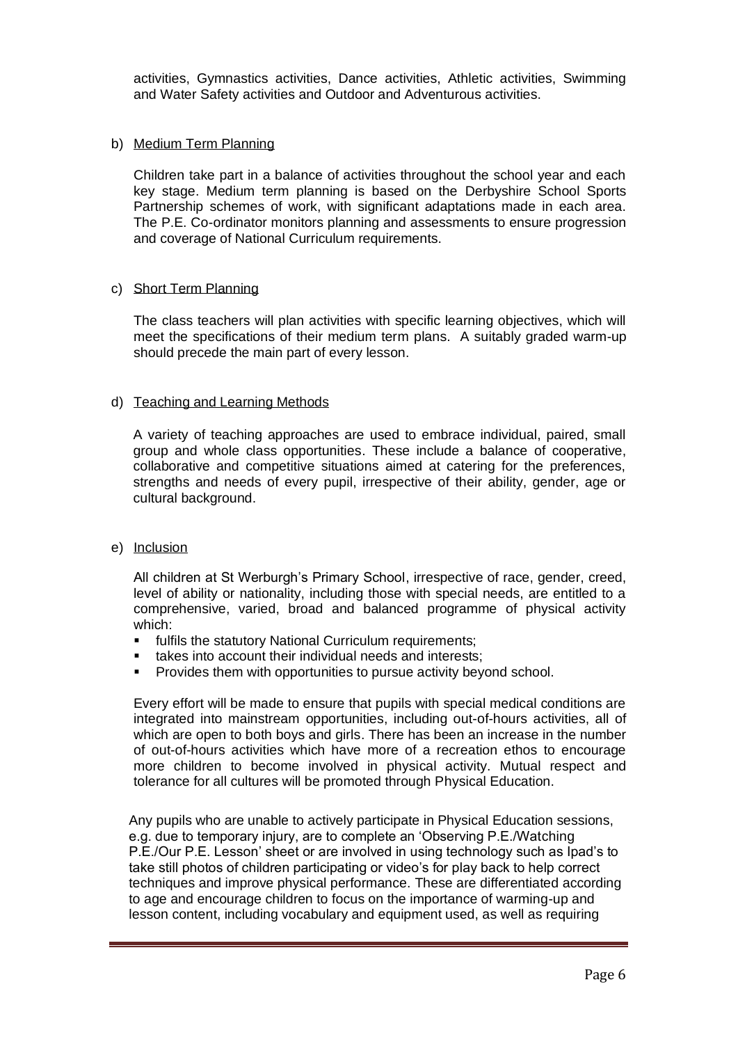activities, Gymnastics activities, Dance activities, Athletic activities, Swimming and Water Safety activities and Outdoor and Adventurous activities.

b) Medium Term Planning

Children take part in a balance of activities throughout the school year and each key stage. Medium term planning is based on the Derbyshire School Sports Partnership schemes of work, with significant adaptations made in each area. The P.E. Co-ordinator monitors planning and assessments to ensure progression and coverage of National Curriculum requirements.

c) Short Term Planning

The class teachers will plan activities with specific learning objectives, which will meet the specifications of their medium term plans. A suitably graded warm-up should precede the main part of every lesson.

d) Teaching and Learning Methods

A variety of teaching approaches are used to embrace individual, paired, small group and whole class opportunities. These include a balance of cooperative, collaborative and competitive situations aimed at catering for the preferences, strengths and needs of every pupil, irrespective of their ability, gender, age or cultural background.

e) Inclusion

All children at St Werburgh's Primary School, irrespective of race, gender, creed, level of ability or nationality, including those with special needs, are entitled to a comprehensive, varied, broad and balanced programme of physical activity which:

- fulfils the statutory National Curriculum requirements;
- takes into account their individual needs and interests;
- Provides them with opportunities to pursue activity beyond school.

Every effort will be made to ensure that pupils with special medical conditions are integrated into mainstream opportunities, including out-of-hours activities, all of which are open to both boys and girls. There has been an increase in the number of out-of-hours activities which have more of a recreation ethos to encourage more children to become involved in physical activity. Mutual respect and tolerance for all cultures will be promoted through Physical Education.

Any pupils who are unable to actively participate in Physical Education sessions, e.g. due to temporary injury, are to complete an 'Observing P.E./Watching P.E./Our P.E. Lesson' sheet or are involved in using technology such as Ipad's to take still photos of children participating or video's for play back to help correct techniques and improve physical performance. These are differentiated according to age and encourage children to focus on the importance of warming-up and lesson content, including vocabulary and equipment used, as well as requiring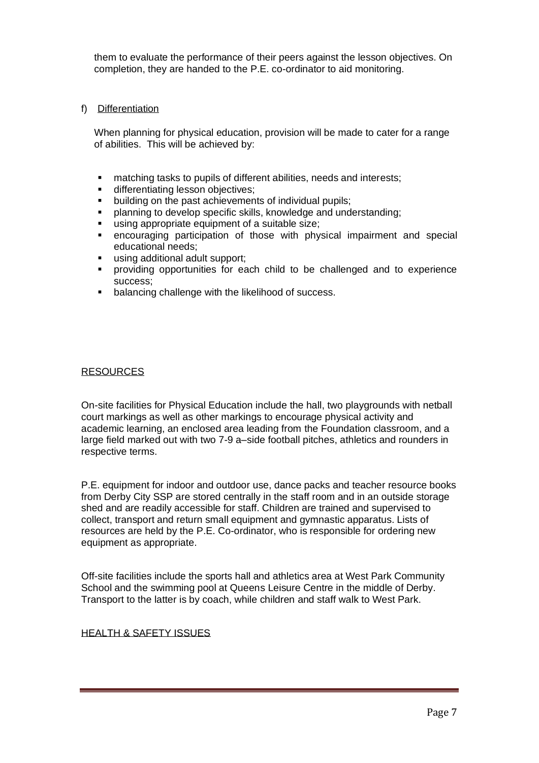them to evaluate the performance of their peers against the lesson objectives. On completion, they are handed to the P.E. co-ordinator to aid monitoring.

f) <u>Differentiation</u>

When planning for physical education, provision will be made to cater for a range of abilities. This will be achieved by:

- matching tasks to pupils of different abilities, needs and interests;
- differentiating lesson objectives;
- building on the past achievements of individual pupils;
- planning to develop specific skills, knowledge and understanding;
- using appropriate equipment of a suitable size;
- encouraging participation of those with physical impairment and special educational needs;
- using additional adult support;
- providing opportunities for each child to be challenged and to experience success;
- balancing challenge with the likelihood of success.

## RESOURCES

On-site facilities for Physical Education include the hall, two playgrounds with netball court markings as well as other markings to encourage physical activity and academic learning, an enclosed area leading from the Foundation classroom, and a large field marked out with two 7-9 a–side football pitches, athletics and rounders in respective terms.

P.E. equipment for indoor and outdoor use, dance packs and teacher resource books from Derby City SSP are stored centrally in the staff room and in an outside storage shed and are readily accessible for staff. Children are trained and supervised to collect, transport and return small equipment and gymnastic apparatus. Lists of resources are held by the P.E. Co-ordinator, who is responsible for ordering new equipment as appropriate.

Off-site facilities include the sports hall and athletics area at West Park Community School and the swimming pool at Queens Leisure Centre in the middle of Derby. Transport to the latter is by coach, while children and staff walk to West Park.

## HEALTH & SAFETY ISSUES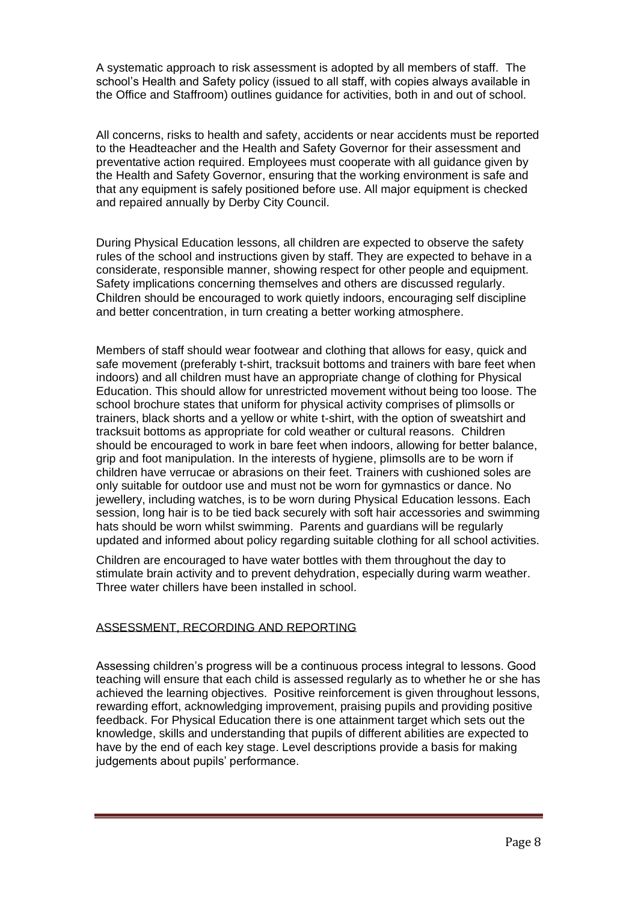A systematic approach to risk assessment is adopted by all members of staff. The school's Health and Safety policy (issued to all staff, with copies always available in the Office and Staffroom) outlines guidance for activities, both in and out of school.

All concerns, risks to health and safety, accidents or near accidents must be reported to the Headteacher and the Health and Safety Governor for their assessment and preventative action required. Employees must cooperate with all guidance given by the Health and Safety Governor, ensuring that the working environment is safe and that any equipment is safely positioned before use. All major equipment is checked and repaired annually by Derby City Council.

During Physical Education lessons, all children are expected to observe the safety rules of the school and instructions given by staff. They are expected to behave in a considerate, responsible manner, showing respect for other people and equipment. Safety implications concerning themselves and others are discussed regularly. Children should be encouraged to work quietly indoors, encouraging self discipline and better concentration, in turn creating a better working atmosphere.

Members of staff should wear footwear and clothing that allows for easy, quick and safe movement (preferably t-shirt, tracksuit bottoms and trainers with bare feet when indoors) and all children must have an appropriate change of clothing for Physical Education. This should allow for unrestricted movement without being too loose. The school brochure states that uniform for physical activity comprises of plimsolls or trainers, black shorts and a yellow or white t-shirt, with the option of sweatshirt and tracksuit bottoms as appropriate for cold weather or cultural reasons. Children should be encouraged to work in bare feet when indoors, allowing for better balance, grip and foot manipulation. In the interests of hygiene, plimsolls are to be worn if children have verrucae or abrasions on their feet. Trainers with cushioned soles are only suitable for outdoor use and must not be worn for gymnastics or dance. No jewellery, including watches, is to be worn during Physical Education lessons. Each session, long hair is to be tied back securely with soft hair accessories and swimming hats should be worn whilst swimming. Parents and guardians will be regularly updated and informed about policy regarding suitable clothing for all school activities.

Children are encouraged to have water bottles with them throughout the day to stimulate brain activity and to prevent dehydration, especially during warm weather. Three water chillers have been installed in school.

## ASSESSMENT, RECORDING AND REPORTING

Assessing children's progress will be a continuous process integral to lessons. Good teaching will ensure that each child is assessed regularly as to whether he or she has achieved the learning objectives. Positive reinforcement is given throughout lessons, rewarding effort, acknowledging improvement, praising pupils and providing positive feedback. For Physical Education there is one attainment target which sets out the knowledge, skills and understanding that pupils of different abilities are expected to have by the end of each key stage. Level descriptions provide a basis for making judgements about pupils' performance.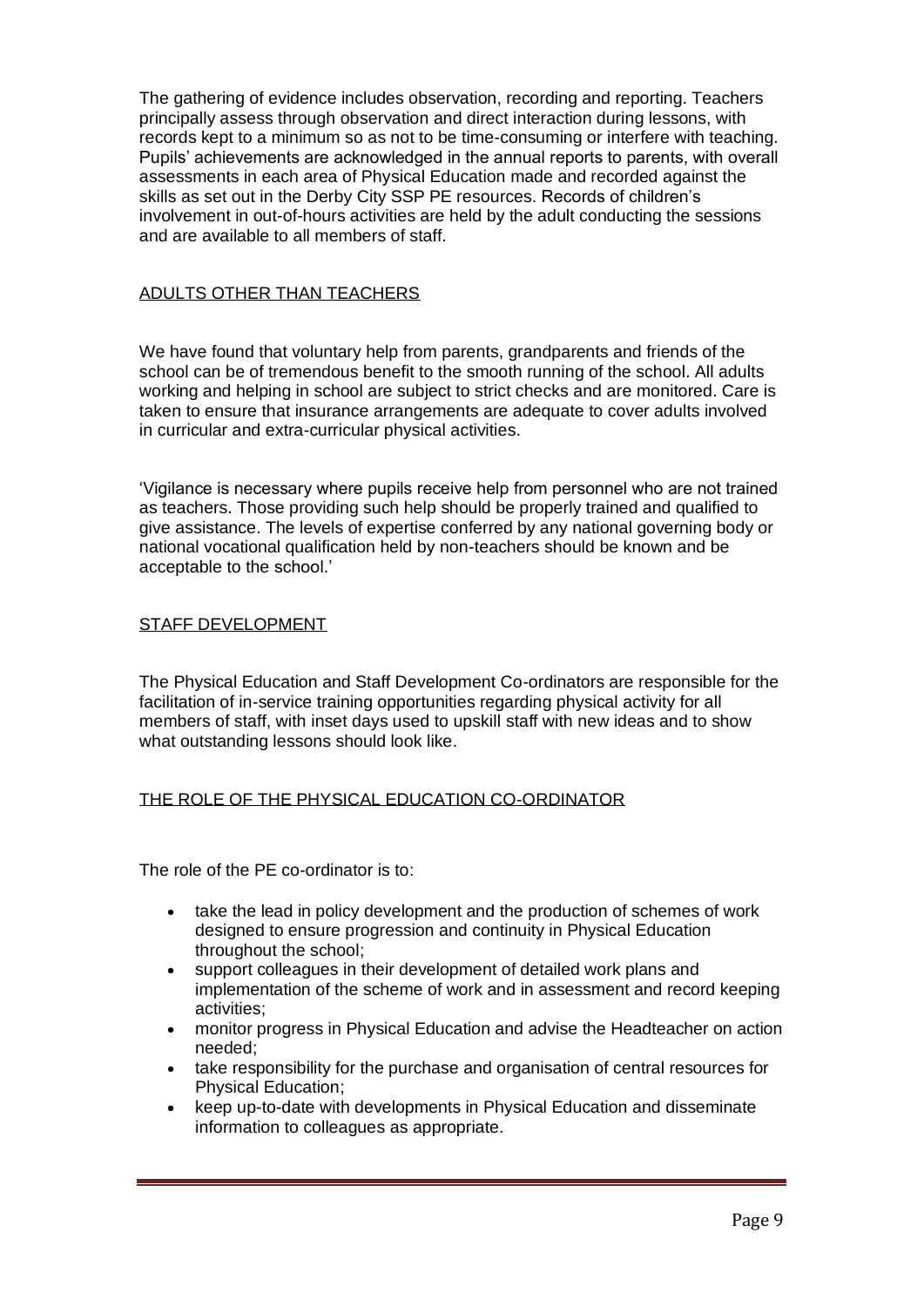The gathering of evidence includes observation, recording and reporting. Teachers principally assess through observation and direct interaction during lessons, with records kept to a minimum so as not to be time-consuming or interfere with teaching. Pupils' achievements are acknowledged in the annual reports to parents, with overall assessments in each area of Physical Education made and recorded against the skills as set out in the Derby City SSP PE resources. Records of children's involvement in out-of-hours activities are held by the adult conducting the sessions and are available to all members of staff.

## ADULTS OTHER THAN TEACHERS

We have found that voluntary help from parents, grandparents and friends of the school can be of tremendous benefit to the smooth running of the school. All adults working and helping in school are subject to strict checks and are monitored. Care is taken to ensure that insurance arrangements are adequate to cover adults involved in curricular and extra-curricular physical activities.

'Vigilance is necessary where pupils receive help from personnel who are not trained as teachers. Those providing such help should be properly trained and qualified to give assistance. The levels of expertise conferred by any national governing body or national vocational qualification held by non-teachers should be known and be acceptable to the school.'

## STAFF DEVELOPMENT

The Physical Education and Staff Development Co-ordinators are responsible for the facilitation of in-service training opportunities regarding physical activity for all members of staff, with inset days used to upskill staff with new ideas and to show what outstanding lessons should look like.

## THE ROLE OF THE PHYSICAL EDUCATION CO-ORDINATOR

The role of the PE co-ordinator is to:

- take the lead in policy development and the production of schemes of work designed to ensure progression and continuity in Physical Education throughout the school;
- support colleagues in their development of detailed work plans and implementation of the scheme of work and in assessment and record keeping activities;
- monitor progress in Physical Education and advise the Headteacher on action needed;
- take responsibility for the purchase and organisation of central resources for Physical Education;
- keep up-to-date with developments in Physical Education and disseminate information to colleagues as appropriate.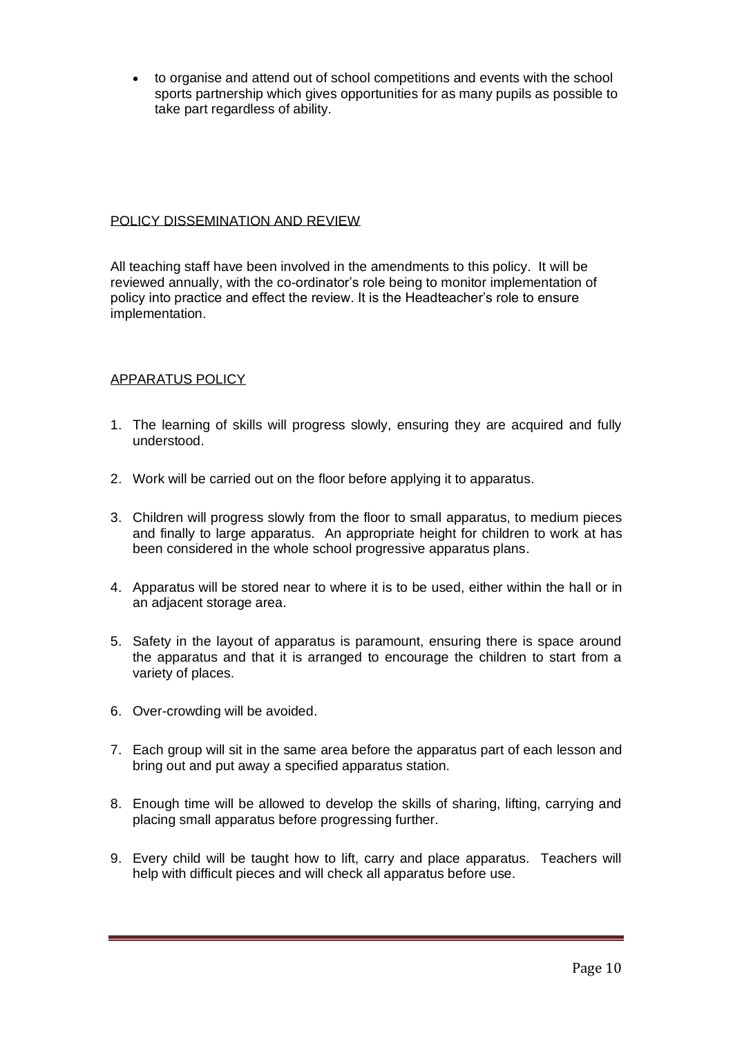- to organise and attend out of school competitions and events with the school sports partnership which gives opportunities for as many pupils as possible to take part regardless of ability.

## POLICY DISSEMINATION AND REVIEW

All teaching staff have been involved in the amendments to this policy. It will be reviewed annually, with the co-ordinator's role being to monitor implementation of policy into practice and effect the review. It is the Headteacher's role to ensure implementation.

## APPARATUS POLICY

1. The learning of skills will progress slowly, ensuring they are acquired and fully understood.
2. Work will be carried out on the floor before applying it to apparatus.
3. Children will progress slowly from the floor to small apparatus, to medium pieces and finally to large apparatus. An appropriate height for children to work at has been considered in the whole school progressive apparatus plans.
4. Apparatus will be stored near to where it is to be used, either within the hall or in an adjacent storage area.
5. Safety in the layout of apparatus is paramount, ensuring there is space around the apparatus and that it is arranged to encourage the children to start from a variety of places.
6. Over-crowding will be avoided.
7. Each group will sit in the same area before the apparatus part of each lesson and bring out and put away a specified apparatus station.
8. Enough time will be allowed to develop the skills of sharing, lifting, carrying and placing small apparatus before progressing further.
9. Every child will be taught how to lift, carry and place apparatus. Teachers will help with difficult pieces and will check all apparatus before use.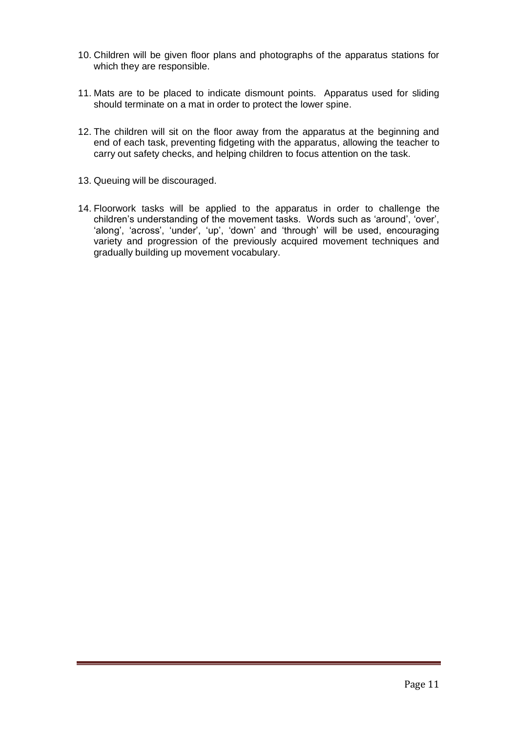10. Children will be given floor plans and photographs of the apparatus stations for which they are responsible.

11. Mats are to be placed to indicate dismount points. Apparatus used for sliding should terminate on a mat in order to protect the lower spine.

12. The children will sit on the floor away from the apparatus at the beginning and end of each task, preventing fidgeting with the apparatus, allowing the teacher to carry out safety checks, and helping children to focus attention on the task.

13. Queuing will be discouraged.

14. Floorwork tasks will be applied to the apparatus in order to challenge the children's understanding of the movement tasks. Words such as 'around', 'over', 'along', 'across', 'under', 'up', 'down' and 'through' will be used, encouraging variety and progression of the previously acquired movement techniques and gradually building up movement vocabulary.